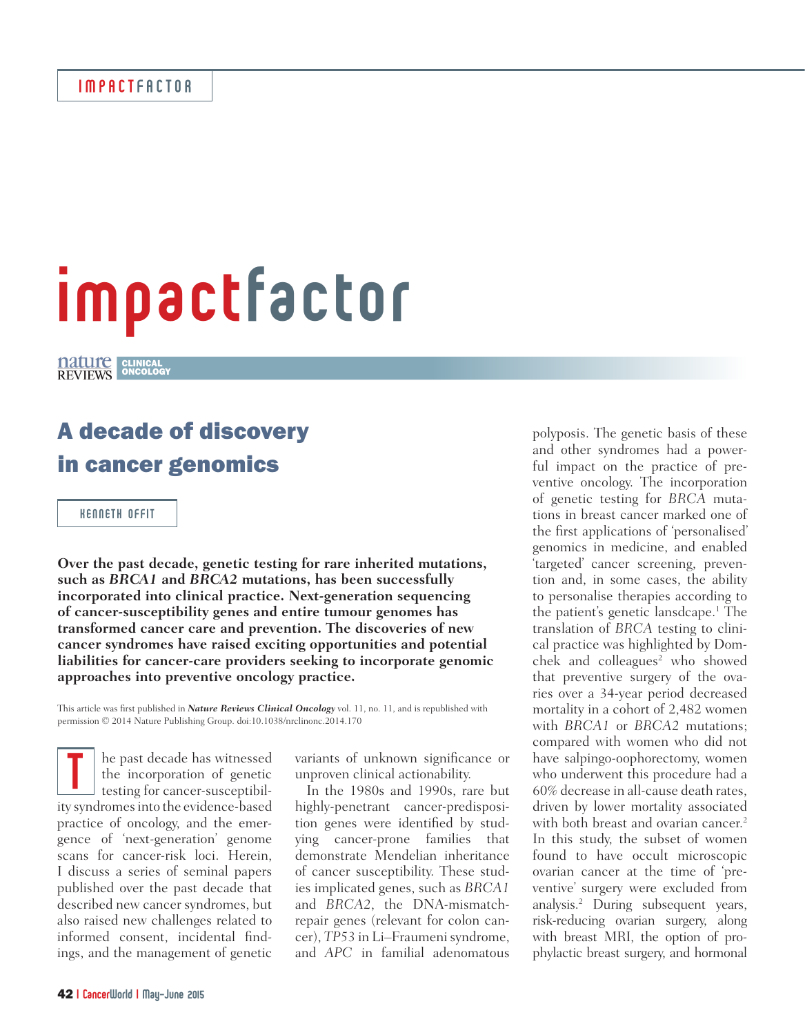# impactfactor

nature REVIEWS CLINICAL ONCOLOGY

## A decade of discovery in cancer genomics

KENNETH OFFIT

**Over the past decade, genetic testing for rare inherited mutations, such as *BRCA1* and *BRCA2* mutations, has been successfully incorporated into clinical practice. Next-generation sequencing of cancer-susceptibility genes and entire tumour genomes has transformed cancer care and prevention. The discoveries of new cancer syndromes have raised exciting opportunities and potential liabilities for cancer-care providers seeking to incorporate genomic approaches into preventive oncology practice.**

This article was first published in ***Nature Reviews Clinical Oncology*** vol. 11, no. 11, and is republished with permission © 2014 Nature Publishing Group. doi:10.1038/nrclinonc.2014.170

The past decade has witnessed the incorporation of genetic testing for cancer-susceptibility syndromes into the evidence-based practice of oncology, and the emergence of 'next-generation' genome scans for cancer-risk loci. Herein, I discuss a series of seminal papers published over the past decade that described new cancer syndromes, but also raised new challenges related to informed consent, incidental findings, and the management of genetic variants of unknown significance or unproven clinical actionability.

In the 1980s and 1990s, rare but highly-penetrant cancer-predisposition genes were identified by studying cancer-prone families that demonstrate Mendelian inheritance of cancer susceptibility. These studies implicated genes, such as *BRCA1* and *BRCA2*, the DNA-mismatch-repair genes (relevant for colon cancer), *TP53* in Li–Fraumeni syndrome, and *APC* in familial adenomatous polyposis. The genetic basis of these and other syndromes had a powerful impact on the practice of preventive oncology. The incorporation of genetic testing for *BRCA* mutations in breast cancer marked one of the first applications of 'personalised' genomics in medicine, and enabled 'targeted' cancer screening, prevention and, in some cases, the ability to personalise therapies according to the patient's genetic lansdcape.[1] The translation of *BRCA* testing to clinical practice was highlighted by Domchek and colleagues[2] who showed that preventive surgery of the ovaries over a 34-year period decreased mortality in a cohort of 2,482 women with *BRCA1* or *BRCA2* mutations; compared with women who did not have salpingo-oophorectomy, women who underwent this procedure had a 60% decrease in all-cause death rates, driven by lower mortality associated with both breast and ovarian cancer.[2] In this study, the subset of women found to have occult microscopic ovarian cancer at the time of 'preventive' surgery were excluded from analysis.[2] During subsequent years, risk-reducing ovarian surgery, along with breast MRI, the option of prophylactic breast surgery, and hormonal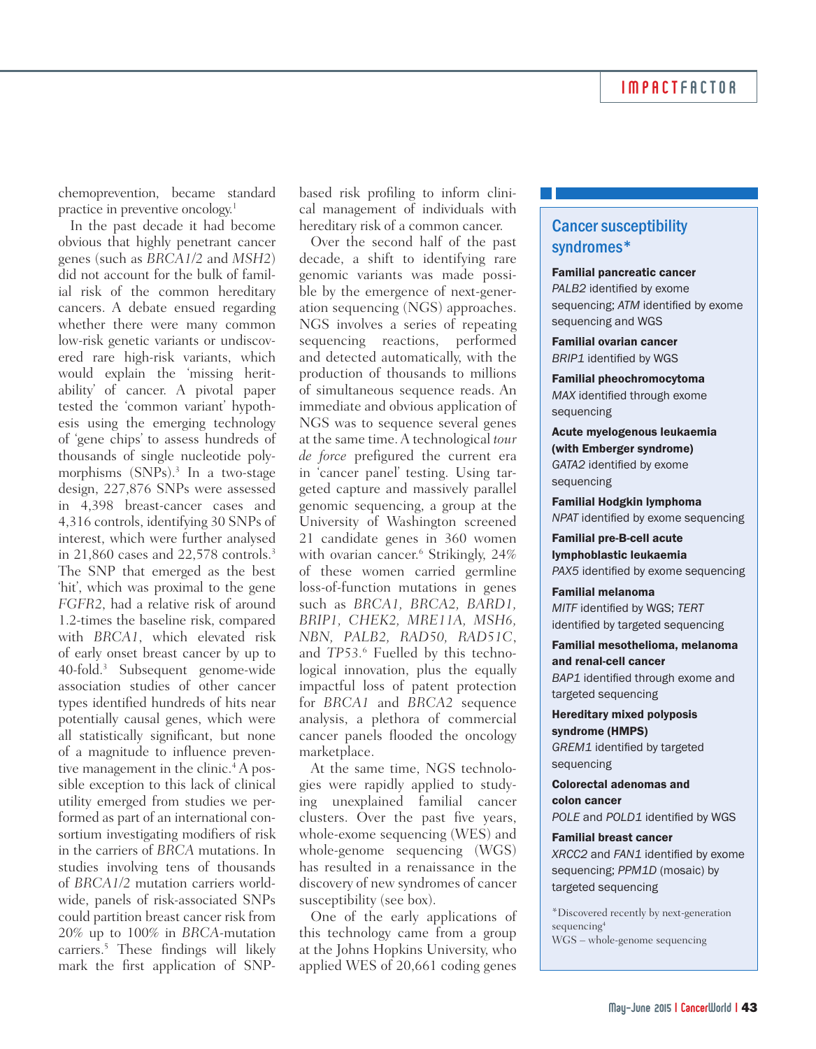chemoprevention, became standard practice in preventive oncology.[1]

In the past decade it had become obvious that highly penetrant cancer genes (such as *BRCA1/2* and *MSH2*) did not account for the bulk of familial risk of the common hereditary cancers. A debate ensued regarding whether there were many common low-risk genetic variants or undiscovered rare high-risk variants, which would explain the 'missing heritability' of cancer. A pivotal paper tested the 'common variant' hypothesis using the emerging technology of 'gene chips' to assess hundreds of thousands of single nucleotide polymorphisms (SNPs).[3] In a two-stage design, 227,876 SNPs were assessed in 4,398 breast-cancer cases and 4,316 controls, identifying 30 SNPs of interest, which were further analysed in 21,860 cases and 22,578 controls.[3] The SNP that emerged as the best 'hit', which was proximal to the gene *FGFR2*, had a relative risk of around 1.2-times the baseline risk, compared with *BRCA1*, which elevated risk of early onset breast cancer by up to 40-fold.[3] Subsequent genome-wide association studies of other cancer types identified hundreds of hits near potentially causal genes, which were all statistically significant, but none of a magnitude to influence preventive management in the clinic.[4] A possible exception to this lack of clinical utility emerged from studies we performed as part of an international consortium investigating modifiers of risk in the carriers of *BRCA* mutations. In studies involving tens of thousands of *BRCA1/2* mutation carriers worldwide, panels of risk-associated SNPs could partition breast cancer risk from 20% up to 100% in *BRCA*-mutation carriers.[5] These findings will likely mark the first application of SNP-based risk profiling to inform clinical management of individuals with hereditary risk of a common cancer.

Over the second half of the past decade, a shift to identifying rare genomic variants was made possible by the emergence of next-generation sequencing (NGS) approaches. NGS involves a series of repeating sequencing reactions, performed and detected automatically, with the production of thousands to millions of simultaneous sequence reads. An immediate and obvious application of NGS was to sequence several genes at the same time. A technological *tour de force* prefigured the current era in 'cancer panel' testing. Using targeted capture and massively parallel genomic sequencing, a group at the University of Washington screened 21 candidate genes in 360 women with ovarian cancer.[6] Strikingly, 24% of these women carried germline loss-of-function mutations in genes such as *BRCA1, BRCA2, BARD1, BRIP1, CHEK2, MRE11A, MSH6, NBN, PALB2, RAD50, RAD51C*, and *TP53*.[6] Fuelled by this technological innovation, plus the equally impactful loss of patent protection for *BRCA1* and *BRCA2* sequence analysis, a plethora of commercial cancer panels flooded the oncology marketplace.

At the same time, NGS technologies were rapidly applied to studying unexplained familial cancer clusters. Over the past five years, whole-exome sequencing (WES) and whole-genome sequencing (WGS) has resulted in a renaissance in the discovery of new syndromes of cancer susceptibility (see box).

One of the early applications of this technology came from a group at the Johns Hopkins University, who applied WES of 20,661 coding genes

## Cancer susceptibility syndromes*

**Familial pancreatic cancer**
*PALB2* identified by exome sequencing; *ATM* identified by exome sequencing and WGS

**Familial ovarian cancer**
*BRIP1* identified by WGS

**Familial pheochromocytoma**
*MAX* identified through exome sequencing

**Acute myelogenous leukaemia (with Emberger syndrome)**
*GATA2* identified by exome sequencing

**Familial Hodgkin lymphoma**
*NPAT* identified by exome sequencing

**Familial pre-B-cell acute lymphoblastic leukaemia**
*PAX5* identified by exome sequencing

**Familial melanoma**
*MITF* identified by WGS; *TERT* identified by targeted sequencing

**Familial mesothelioma, melanoma and renal-cell cancer**
*BAP1* identified through exome and targeted sequencing

**Hereditary mixed polyposis syndrome (HMPS)**
*GREM1* identified by targeted sequencing

**Colorectal adenomas and colon cancer**
*POLE* and *POLD1* identified by WGS

**Familial breast cancer**
*XRCC2* and *FAN1* identified by exome sequencing; *PPM1D* (mosaic) by targeted sequencing

*Discovered recently by next-generation sequencing[4]
WGS – whole-genome sequencing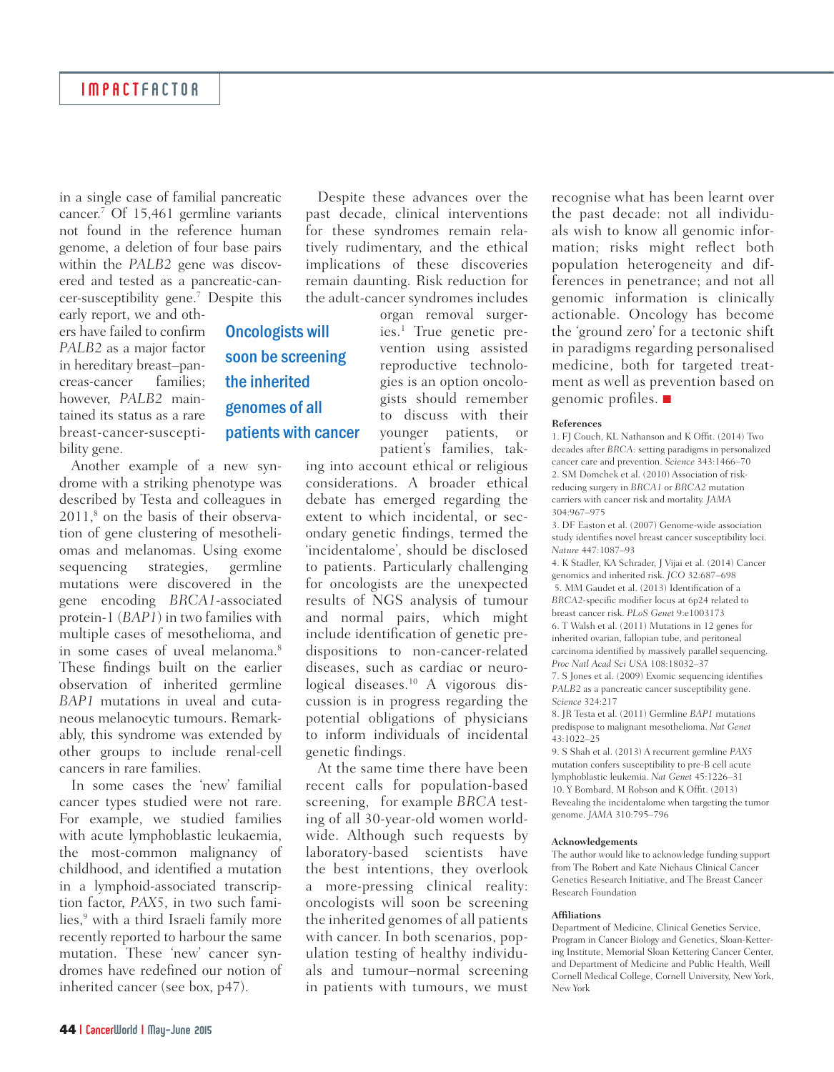in a single case of familial pancreatic cancer.[7] Of 15,461 germline variants not found in the reference human genome, a deletion of four base pairs within the *PALB2* gene was discovered and tested as a pancreatic-cancer-susceptibility gene.[7] Despite this early report, we and others have failed to confirm *PALB2* as a major factor in hereditary breast–pancreas-cancer families; however, *PALB2* maintained its status as a rare breast-cancer-susceptibility gene.

Another example of a new syndrome with a striking phenotype was described by Testa and colleagues in 2011,[8] on the basis of their observation of gene clustering of mesotheliomas and melanomas. Using exome sequencing strategies, germline mutations were discovered in the gene encoding *BRCA1*-associated protein-1 (*BAP1*) in two families with multiple cases of mesothelioma, and in some cases of uveal melanoma.[8] These findings built on the earlier observation of inherited germline *BAP1* mutations in uveal and cutaneous melanocytic tumours. Remarkably, this syndrome was extended by other groups to include renal-cell cancers in rare families.

In some cases the 'new' familial cancer types studied were not rare. For example, we studied families with acute lymphoblastic leukaemia, the most-common malignancy of childhood, and identified a mutation in a lymphoid-associated transcription factor, *PAX5*, in two such families,[9] with a third Israeli family more recently reported to harbour the same mutation. These 'new' cancer syndromes have redefined our notion of inherited cancer (see box, p47).

Despite these advances over the past decade, clinical interventions for these syndromes remain relatively rudimentary, and the ethical implications of these discoveries remain daunting. Risk reduction for the adult-cancer syndromes includes organ removal surgeries.[1] True genetic prevention using assisted reproductive technologies is an option oncologists should remember to discuss with their younger patients, or patient's families, taking into account ethical or religious considerations. A broader ethical debate has emerged regarding the extent to which incidental, or secondary genetic findings, termed the 'incidentalome', should be disclosed to patients. Particularly challenging for oncologists are the unexpected results of NGS analysis of tumour and normal pairs, which might include identification of genetic predispositions to non-cancer-related diseases, such as cardiac or neurological diseases.[10] A vigorous discussion is in progress regarding the potential obligations of physicians to inform individuals of incidental genetic findings.

**Oncologists will soon be screening the inherited genomes of all patients with cancer**

At the same time there have been recent calls for population-based screening, for example *BRCA* testing of all 30-year-old women worldwide. Although such requests by laboratory-based scientists have the best intentions, they overlook a more-pressing clinical reality: oncologists will soon be screening the inherited genomes of all patients with cancer. In both scenarios, population testing of healthy individuals and tumour–normal screening in patients with tumours, we must recognise what has been learnt over the past decade: not all individuals wish to know all genomic information; risks might reflect both population heterogeneity and differences in penetrance; and not all genomic information is clinically actionable. Oncology has become the 'ground zero' for a tectonic shift in paradigms regarding personalised medicine, both for targeted treatment as well as prevention based on genomic profiles. ■

#### References

1. FJ Couch, KL Nathanson and K Offit. (2014) Two decades after *BRCA*: setting paradigms in personalized cancer care and prevention. *Science* 343:1466–70
2. SM Domchek et al. (2010) Association of risk-reducing surgery in *BRCA1* or *BRCA2* mutation carriers with cancer risk and mortality. *JAMA* 304:967–975
3. DF Easton et al. (2007) Genome-wide association study identifies novel breast cancer susceptibility loci. *Nature* 447:1087–93
4. K Stadler, KA Schrader, J Vijai et al. (2014) Cancer genomics and inherited risk. *JCO* 32:687–698
5. MM Gaudet et al. (2013) Identification of a *BRCA2*-specific modifier locus at 6p24 related to breast cancer risk. *PLoS Genet* 9:e1003173
6. T Walsh et al. (2011) Mutations in 12 genes for inherited ovarian, fallopian tube, and peritoneal carcinoma identified by massively parallel sequencing. *Proc Natl Acad Sci USA* 108:18032–37
7. S Jones et al. (2009) Exomic sequencing identifies *PALB2* as a pancreatic cancer susceptibility gene. *Science* 324:217
8. JR Testa et al. (2011) Germline *BAP1* mutations predispose to malignant mesothelioma. *Nat Genet* 43:1022–25
9. S Shah et al. (2013) A recurrent germline *PAX5* mutation confers susceptibility to pre-B cell acute lymphoblastic leukemia. *Nat Genet* 45:1226–31
10. Y Bombard, M Robson and K Offit. (2013) Revealing the incidentalome when targeting the tumor genome. *JAMA* 310:795–796

#### Acknowledgements

The author would like to acknowledge funding support from The Robert and Kate Niehaus Clinical Cancer Genetics Research Initiative, and The Breast Cancer Research Foundation

#### Affiliations

Department of Medicine, Clinical Genetics Service, Program in Cancer Biology and Genetics, Sloan-Kettering Institute, Memorial Sloan Kettering Cancer Center, and Department of Medicine and Public Health, Weill Cornell Medical College, Cornell University, New York, New York